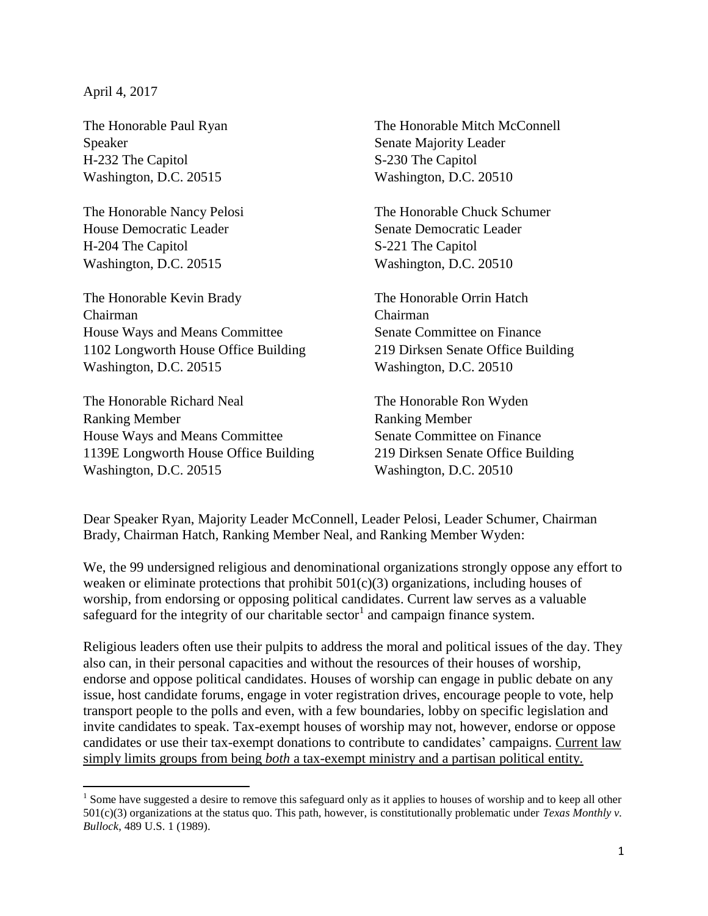April 4, 2017

The Honorable Paul Ryan
Speaker
H-232 The Capitol
Washington, D.C. 20515

The Honorable Mitch McConnell
Senate Majority Leader
S-230 The Capitol
Washington, D.C. 20510

The Honorable Nancy Pelosi
House Democratic Leader
H-204 The Capitol
Washington, D.C. 20515

The Honorable Chuck Schumer
Senate Democratic Leader
S-221 The Capitol
Washington, D.C. 20510

The Honorable Kevin Brady
Chairman
House Ways and Means Committee
1102 Longworth House Office Building
Washington, D.C. 20515

The Honorable Orrin Hatch
Chairman
Senate Committee on Finance
219 Dirksen Senate Office Building
Washington, D.C. 20510

The Honorable Richard Neal
Ranking Member
House Ways and Means Committee
1139E Longworth House Office Building
Washington, D.C. 20515

The Honorable Ron Wyden
Ranking Member
Senate Committee on Finance
219 Dirksen Senate Office Building
Washington, D.C. 20510

Dear Speaker Ryan, Majority Leader McConnell, Leader Pelosi, Leader Schumer, Chairman Brady, Chairman Hatch, Ranking Member Neal, and Ranking Member Wyden:

We, the 99 undersigned religious and denominational organizations strongly oppose any effort to weaken or eliminate protections that prohibit 501(c)(3) organizations, including houses of worship, from endorsing or opposing political candidates. Current law serves as a valuable safeguard for the integrity of our charitable sector[1] and campaign finance system.

Religious leaders often use their pulpits to address the moral and political issues of the day. They also can, in their personal capacities and without the resources of their houses of worship, endorse and oppose political candidates. Houses of worship can engage in public debate on any issue, host candidate forums, engage in voter registration drives, encourage people to vote, help transport people to the polls and even, with a few boundaries, lobby on specific legislation and invite candidates to speak. Tax-exempt houses of worship may not, however, endorse or oppose candidates or use their tax-exempt donations to contribute to candidates' campaigns. <u>Current law simply limits groups from being *both* a tax-exempt ministry and a partisan political entity.</u>

---

[1] Some have suggested a desire to remove this safeguard only as it applies to houses of worship and to keep all other 501(c)(3) organizations at the status quo. This path, however, is constitutionally problematic under *Texas Monthly v. Bullock*, 489 U.S. 1 (1989).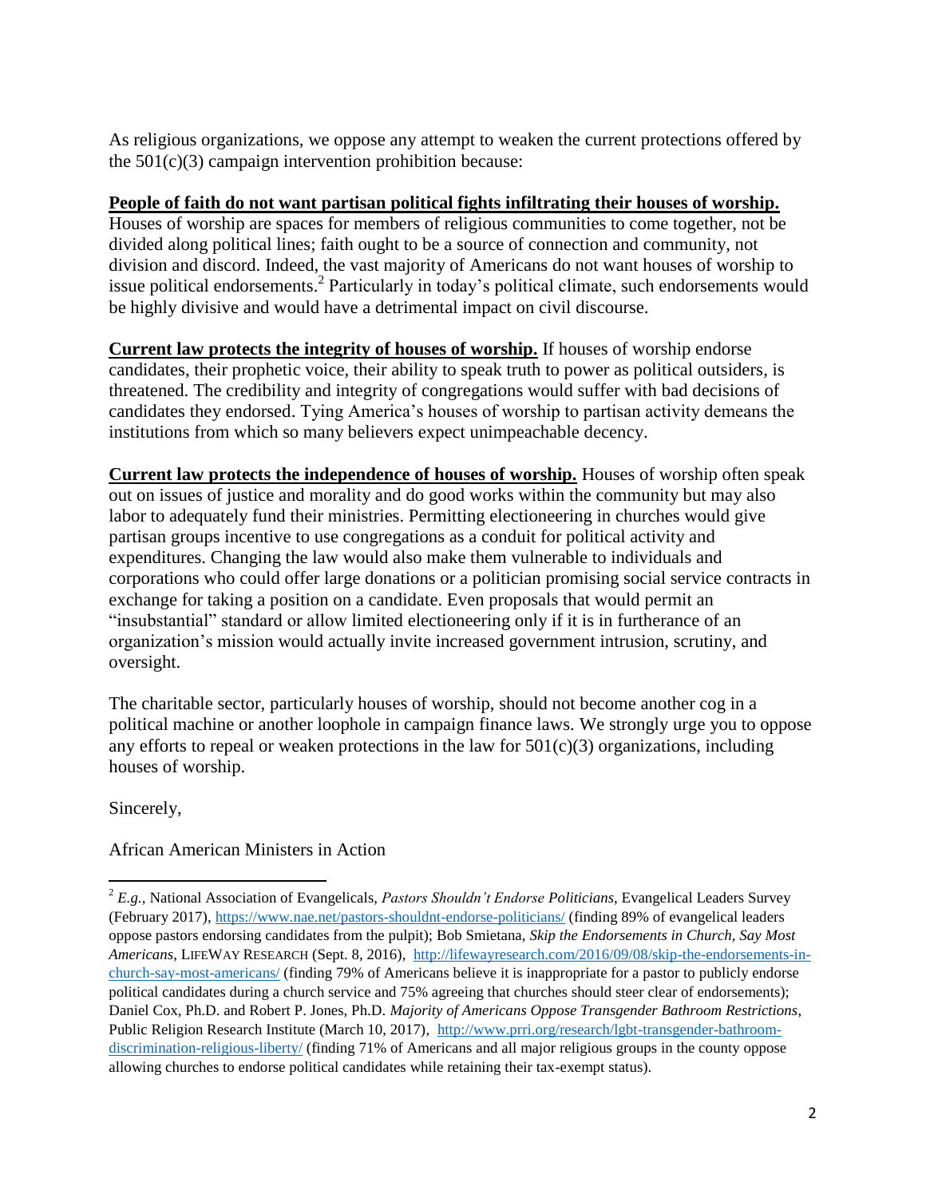As religious organizations, we oppose any attempt to weaken the current protections offered by the 501(c)(3) campaign intervention prohibition because:

**People of faith do not want partisan political fights infiltrating their houses of worship.** Houses of worship are spaces for members of religious communities to come together, not be divided along political lines; faith ought to be a source of connection and community, not division and discord. Indeed, the vast majority of Americans do not want houses of worship to issue political endorsements.[2] Particularly in today's political climate, such endorsements would be highly divisive and would have a detrimental impact on civil discourse.

**Current law protects the integrity of houses of worship.** If houses of worship endorse candidates, their prophetic voice, their ability to speak truth to power as political outsiders, is threatened. The credibility and integrity of congregations would suffer with bad decisions of candidates they endorsed. Tying America's houses of worship to partisan activity demeans the institutions from which so many believers expect unimpeachable decency.

**Current law protects the independence of houses of worship.** Houses of worship often speak out on issues of justice and morality and do good works within the community but may also labor to adequately fund their ministries. Permitting electioneering in churches would give partisan groups incentive to use congregations as a conduit for political activity and expenditures. Changing the law would also make them vulnerable to individuals and corporations who could offer large donations or a politician promising social service contracts in exchange for taking a position on a candidate. Even proposals that would permit an "insubstantial" standard or allow limited electioneering only if it is in furtherance of an organization's mission would actually invite increased government intrusion, scrutiny, and oversight.

The charitable sector, particularly houses of worship, should not become another cog in a political machine or another loophole in campaign finance laws. We strongly urge you to oppose any efforts to repeal or weaken protections in the law for 501(c)(3) organizations, including houses of worship.

Sincerely,

African American Ministers in Action

---

[2] *E.g.*, National Association of Evangelicals, *Pastors Shouldn't Endorse Politicians*, Evangelical Leaders Survey (February 2017), https://www.nae.net/pastors-shouldnt-endorse-politicians/ (finding 89% of evangelical leaders oppose pastors endorsing candidates from the pulpit); Bob Smietana, *Skip the Endorsements in Church, Say Most Americans*, LIFEWAY RESEARCH (Sept. 8, 2016), http://lifewayresearch.com/2016/09/08/skip-the-endorsements-in-church-say-most-americans/ (finding 79% of Americans believe it is inappropriate for a pastor to publicly endorse political candidates during a church service and 75% agreeing that churches should steer clear of endorsements); Daniel Cox, Ph.D. and Robert P. Jones, Ph.D. *Majority of Americans Oppose Transgender Bathroom Restrictions*, Public Religion Research Institute (March 10, 2017), http://www.prri.org/research/lgbt-transgender-bathroom-discrimination-religious-liberty/ (finding 71% of Americans and all major religious groups in the county oppose allowing churches to endorse political candidates while retaining their tax-exempt status).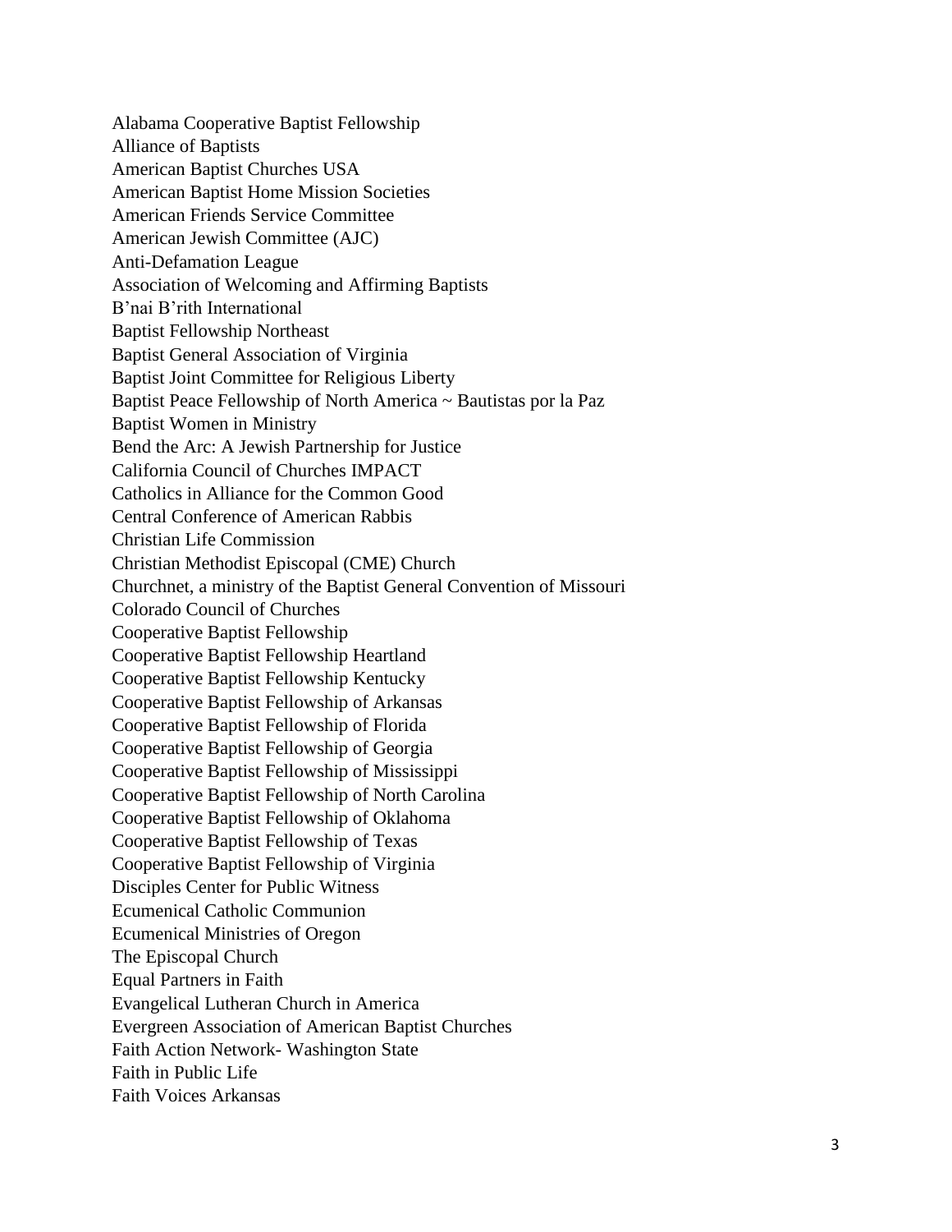Alabama Cooperative Baptist Fellowship
Alliance of Baptists
American Baptist Churches USA
American Baptist Home Mission Societies
American Friends Service Committee
American Jewish Committee (AJC)
Anti-Defamation League
Association of Welcoming and Affirming Baptists
B'nai B'rith International
Baptist Fellowship Northeast
Baptist General Association of Virginia
Baptist Joint Committee for Religious Liberty
Baptist Peace Fellowship of North America ~ Bautistas por la Paz
Baptist Women in Ministry
Bend the Arc: A Jewish Partnership for Justice
California Council of Churches IMPACT
Catholics in Alliance for the Common Good
Central Conference of American Rabbis
Christian Life Commission
Christian Methodist Episcopal (CME) Church
Churchnet, a ministry of the Baptist General Convention of Missouri
Colorado Council of Churches
Cooperative Baptist Fellowship
Cooperative Baptist Fellowship Heartland
Cooperative Baptist Fellowship Kentucky
Cooperative Baptist Fellowship of Arkansas
Cooperative Baptist Fellowship of Florida
Cooperative Baptist Fellowship of Georgia
Cooperative Baptist Fellowship of Mississippi
Cooperative Baptist Fellowship of North Carolina
Cooperative Baptist Fellowship of Oklahoma
Cooperative Baptist Fellowship of Texas
Cooperative Baptist Fellowship of Virginia
Disciples Center for Public Witness
Ecumenical Catholic Communion
Ecumenical Ministries of Oregon
The Episcopal Church
Equal Partners in Faith
Evangelical Lutheran Church in America
Evergreen Association of American Baptist Churches
Faith Action Network- Washington State
Faith in Public Life
Faith Voices Arkansas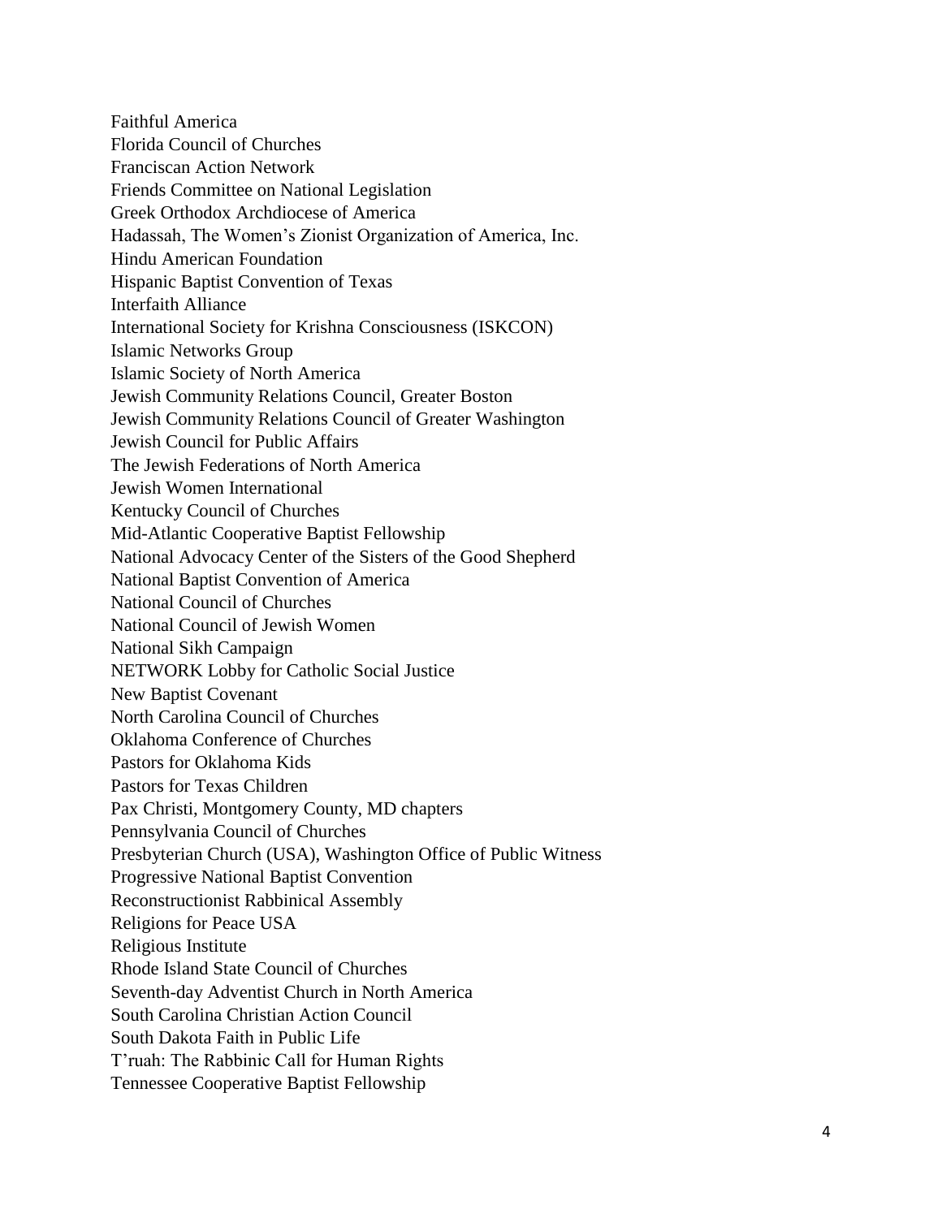Faithful America
Florida Council of Churches
Franciscan Action Network
Friends Committee on National Legislation
Greek Orthodox Archdiocese of America
Hadassah, The Women's Zionist Organization of America, Inc.
Hindu American Foundation
Hispanic Baptist Convention of Texas
Interfaith Alliance
International Society for Krishna Consciousness (ISKCON)
Islamic Networks Group
Islamic Society of North America
Jewish Community Relations Council, Greater Boston
Jewish Community Relations Council of Greater Washington
Jewish Council for Public Affairs
The Jewish Federations of North America
Jewish Women International
Kentucky Council of Churches
Mid-Atlantic Cooperative Baptist Fellowship
National Advocacy Center of the Sisters of the Good Shepherd
National Baptist Convention of America
National Council of Churches
National Council of Jewish Women
National Sikh Campaign
NETWORK Lobby for Catholic Social Justice
New Baptist Covenant
North Carolina Council of Churches
Oklahoma Conference of Churches
Pastors for Oklahoma Kids
Pastors for Texas Children
Pax Christi, Montgomery County, MD chapters
Pennsylvania Council of Churches
Presbyterian Church (USA), Washington Office of Public Witness
Progressive National Baptist Convention
Reconstructionist Rabbinical Assembly
Religions for Peace USA
Religious Institute
Rhode Island State Council of Churches
Seventh-day Adventist Church in North America
South Carolina Christian Action Council
South Dakota Faith in Public Life
T'ruah: The Rabbinic Call for Human Rights
Tennessee Cooperative Baptist Fellowship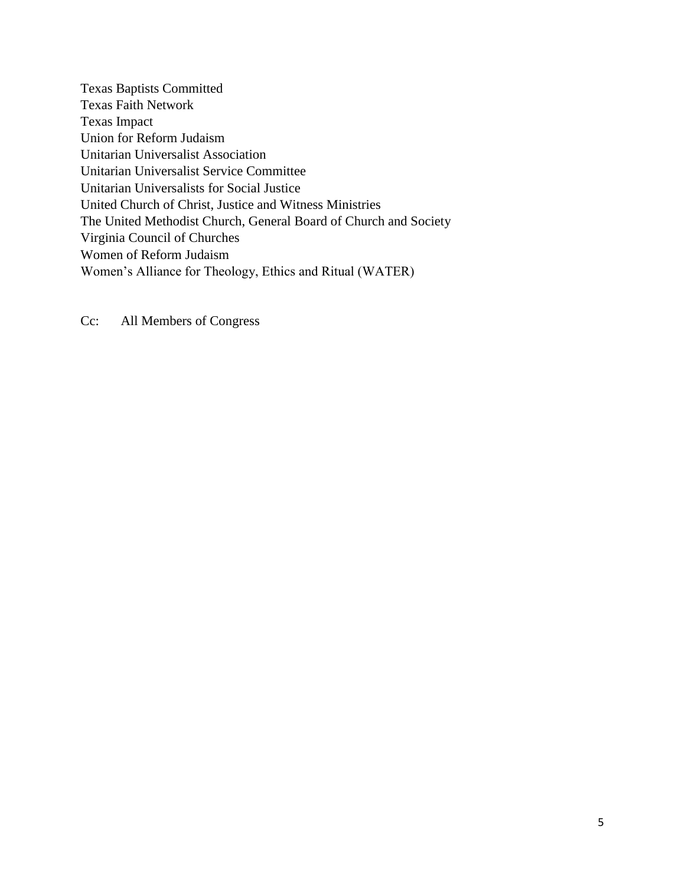Texas Baptists Committed
Texas Faith Network
Texas Impact
Union for Reform Judaism
Unitarian Universalist Association
Unitarian Universalist Service Committee
Unitarian Universalists for Social Justice
United Church of Christ, Justice and Witness Ministries
The United Methodist Church, General Board of Church and Society
Virginia Council of Churches
Women of Reform Judaism
Women's Alliance for Theology, Ethics and Ritual (WATER)

Cc: All Members of Congress